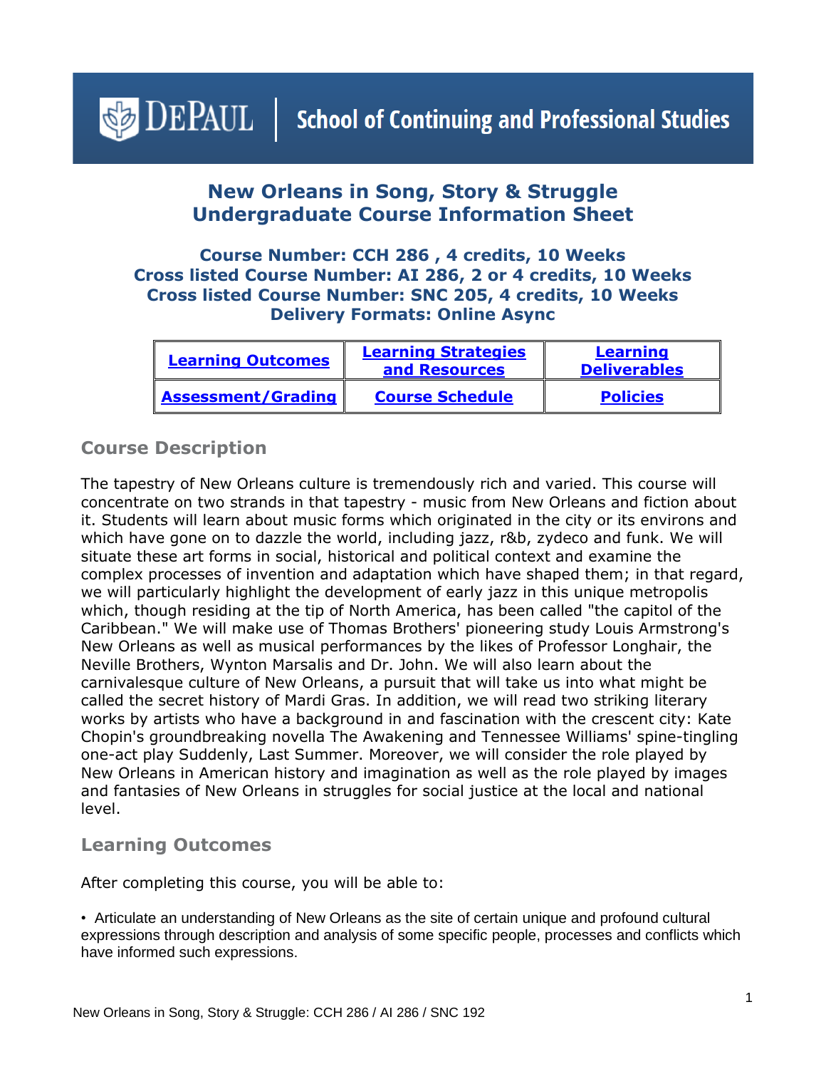DePAUL | School of Continuing and Professional Studies

# New Orleans in Song, Story & Struggle
# Undergraduate Course Information Sheet

### Course Number: CCH 286 , 4 credits, 10 Weeks
### Cross listed Course Number: AI 286, 2 or 4 credits, 10 Weeks
### Cross listed Course Number: SNC 205, 4 credits, 10 Weeks
### Delivery Formats: Online Async

| Learning Outcomes | Learning Strategies and Resources | Learning Deliverables |
|---|---|---|
| Assessment/Grading | Course Schedule | Policies |

## Course Description

The tapestry of New Orleans culture is tremendously rich and varied. This course will concentrate on two strands in that tapestry - music from New Orleans and fiction about it. Students will learn about music forms which originated in the city or its environs and which have gone on to dazzle the world, including jazz, r&b, zydeco and funk. We will situate these art forms in social, historical and political context and examine the complex processes of invention and adaptation which have shaped them; in that regard, we will particularly highlight the development of early jazz in this unique metropolis which, though residing at the tip of North America, has been called "the capitol of the Caribbean." We will make use of Thomas Brothers' pioneering study Louis Armstrong's New Orleans as well as musical performances by the likes of Professor Longhair, the Neville Brothers, Wynton Marsalis and Dr. John. We will also learn about the carnivalesque culture of New Orleans, a pursuit that will take us into what might be called the secret history of Mardi Gras. In addition, we will read two striking literary works by artists who have a background in and fascination with the crescent city: Kate Chopin's groundbreaking novella The Awakening and Tennessee Williams' spine-tingling one-act play Suddenly, Last Summer. Moreover, we will consider the role played by New Orleans in American history and imagination as well as the role played by images and fantasies of New Orleans in struggles for social justice at the local and national level.

## Learning Outcomes

After completing this course, you will be able to:

- Articulate an understanding of New Orleans as the site of certain unique and profound cultural expressions through description and analysis of some specific people, processes and conflicts which have informed such expressions.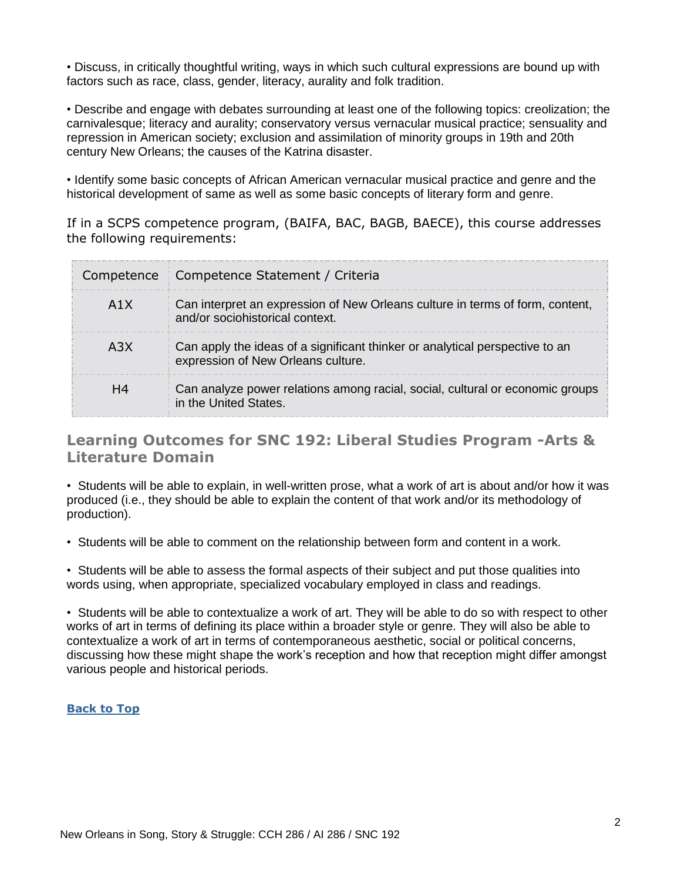• Discuss, in critically thoughtful writing, ways in which such cultural expressions are bound up with factors such as race, class, gender, literacy, aurality and folk tradition.

• Describe and engage with debates surrounding at least one of the following topics: creolization; the carnivalesque; literacy and aurality; conservatory versus vernacular musical practice; sensuality and repression in American society; exclusion and assimilation of minority groups in 19th and 20th century New Orleans; the causes of the Katrina disaster.

• Identify some basic concepts of African American vernacular musical practice and genre and the historical development of same as well as some basic concepts of literary form and genre.

If in a SCPS competence program, (BAIFA, BAC, BAGB, BAECE), this course addresses the following requirements:

| Competence | Competence Statement / Criteria |
| --- | --- |
| A1X | Can interpret an expression of New Orleans culture in terms of form, content, and/or sociohistorical context. |
| A3X | Can apply the ideas of a significant thinker or analytical perspective to an expression of New Orleans culture. |
| H4 | Can analyze power relations among racial, social, cultural or economic groups in the United States. |

## Learning Outcomes for SNC 192: Liberal Studies Program -Arts & Literature Domain

• Students will be able to explain, in well-written prose, what a work of art is about and/or how it was produced (i.e., they should be able to explain the content of that work and/or its methodology of production).

• Students will be able to comment on the relationship between form and content in a work.

• Students will be able to assess the formal aspects of their subject and put those qualities into words using, when appropriate, specialized vocabulary employed in class and readings.

• Students will be able to contextualize a work of art. They will be able to do so with respect to other works of art in terms of defining its place within a broader style or genre. They will also be able to contextualize a work of art in terms of contemporaneous aesthetic, social or political concerns, discussing how these might shape the work's reception and how that reception might differ amongst various people and historical periods.

**Back to Top**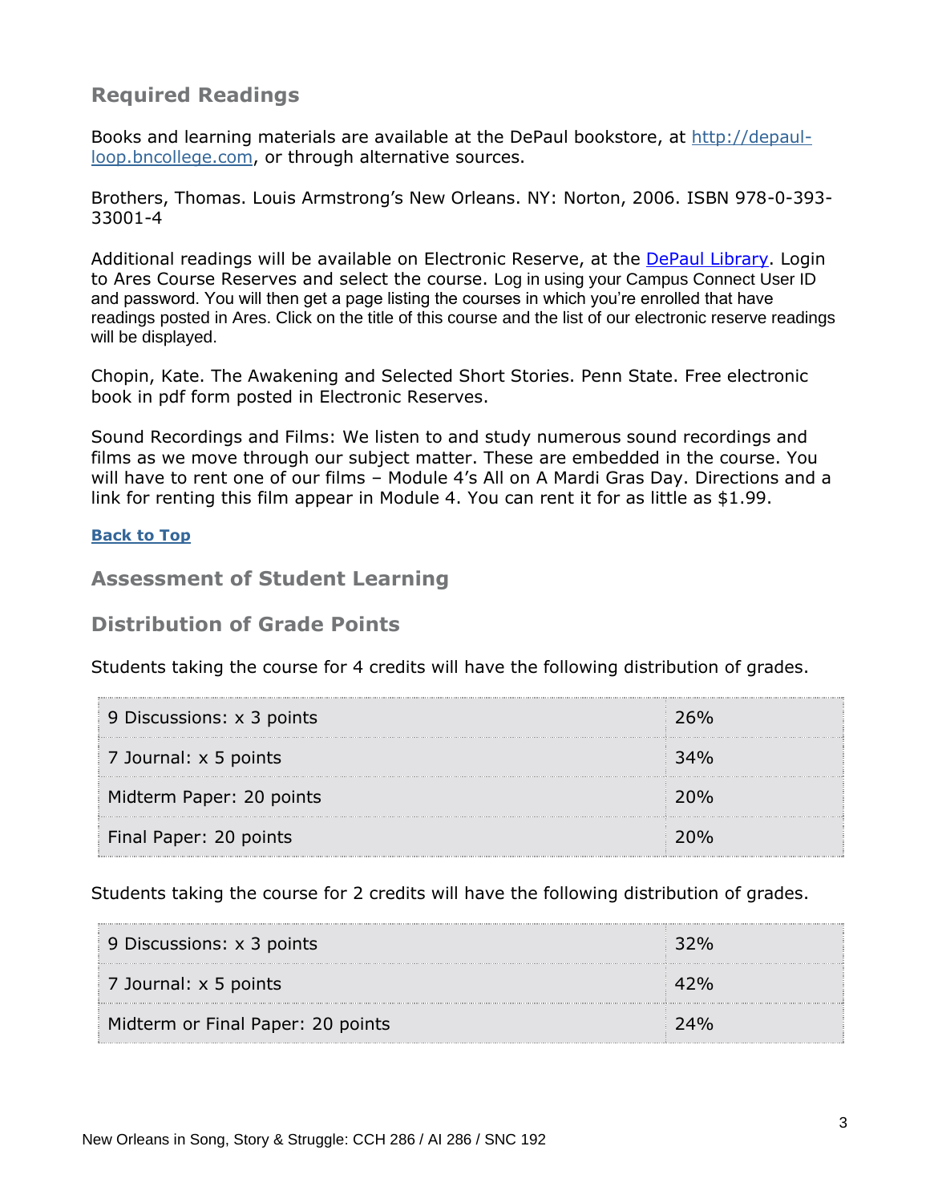## Required Readings

Books and learning materials are available at the DePaul bookstore, at [http://depaul-loop.bncollege.com](http://depaul-loop.bncollege.com), or through alternative sources.

Brothers, Thomas. Louis Armstrong's New Orleans. NY: Norton, 2006. ISBN 978-0-393-33001-4

Additional readings will be available on Electronic Reserve, at the [DePaul Library](#). Login to Ares Course Reserves and select the course. Log in using your Campus Connect User ID and password. You will then get a page listing the courses in which you're enrolled that have readings posted in Ares. Click on the title of this course and the list of our electronic reserve readings will be displayed.

Chopin, Kate. The Awakening and Selected Short Stories. Penn State. Free electronic book in pdf form posted in Electronic Reserves.

Sound Recordings and Films: We listen to and study numerous sound recordings and films as we move through our subject matter. These are embedded in the course. You will have to rent one of our films – Module 4's All on A Mardi Gras Day. Directions and a link for renting this film appear in Module 4. You can rent it for as little as $1.99.

**Back to Top**

## Assessment of Student Learning

## Distribution of Grade Points

Students taking the course for 4 credits will have the following distribution of grades.

| | |
|---|---|
| 9 Discussions: x 3 points | 26% |
| 7 Journal: x 5 points | 34% |
| Midterm Paper: 20 points | 20% |
| Final Paper: 20 points | 20% |

Students taking the course for 2 credits will have the following distribution of grades.

| | |
|---|---|
| 9 Discussions: x 3 points | 32% |
| 7 Journal: x 5 points | 42% |
| Midterm or Final Paper: 20 points | 24% |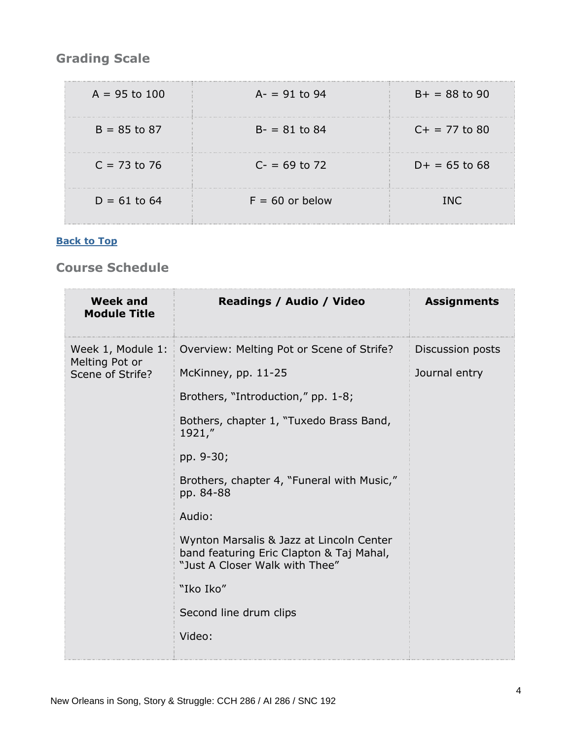## Grading Scale

| A = 95 to 100 | A- = 91 to 94 | B+ = 88 to 90 |
|---|---|---|
| B = 85 to 87 | B- = 81 to 84 | C+ = 77 to 80 |
| C = 73 to 76 | C- = 69 to 72 | D+ = 65 to 68 |
| D = 61 to 64 | F = 60 or below | INC |

[Back to Top]

## Course Schedule

| Week and Module Title | Readings / Audio / Video | Assignments |
|---|---|---|
| Week 1, Module 1: Melting Pot or Scene of Strife? | Overview: Melting Pot or Scene of Strife?<br><br>McKinney, pp. 11-25<br><br>Brothers, "Introduction," pp. 1-8;<br><br>Bothers, chapter 1, "Tuxedo Brass Band, 1921,"<br><br>pp. 9-30;<br><br>Brothers, chapter 4, "Funeral with Music," pp. 84-88<br><br>Audio:<br><br>Wynton Marsalis & Jazz at Lincoln Center band featuring Eric Clapton & Taj Mahal, "Just A Closer Walk with Thee"<br><br>"Iko Iko"<br><br>Second line drum clips<br><br>Video: | Discussion posts<br><br>Journal entry |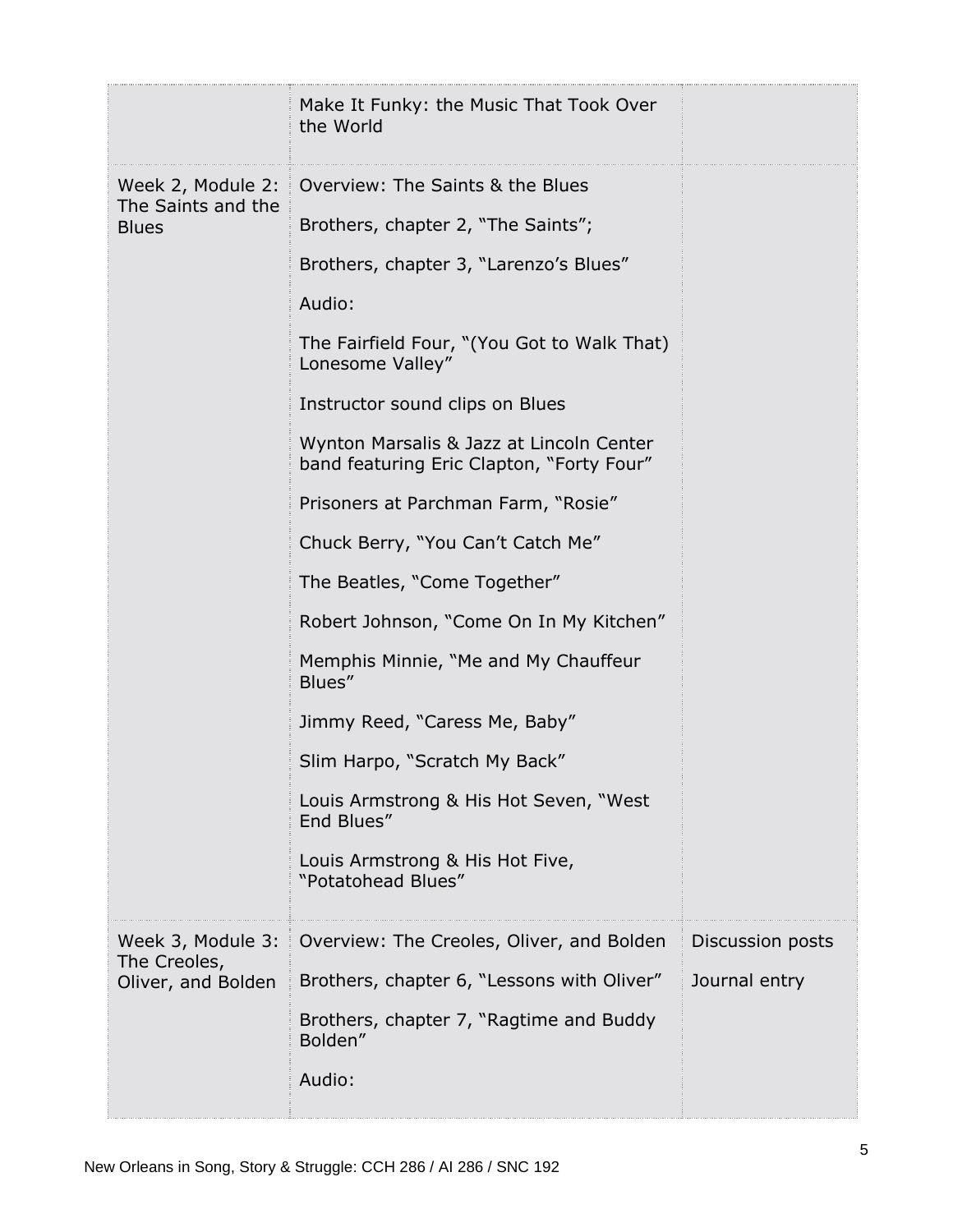| | | |
|---|---|---|
| | Make It Funky: the Music That Took Over the World | |
| Week 2, Module 2: The Saints and the Blues | Overview: The Saints & the Blues<br><br>Brothers, chapter 2, "The Saints";<br><br>Brothers, chapter 3, "Larenzo's Blues"<br><br>Audio:<br><br>The Fairfield Four, "(You Got to Walk That) Lonesome Valley"<br><br>Instructor sound clips on Blues<br><br>Wynton Marsalis & Jazz at Lincoln Center band featuring Eric Clapton, "Forty Four"<br><br>Prisoners at Parchman Farm, "Rosie"<br><br>Chuck Berry, "You Can't Catch Me"<br><br>The Beatles, "Come Together"<br><br>Robert Johnson, "Come On In My Kitchen"<br><br>Memphis Minnie, "Me and My Chauffeur Blues"<br><br>Jimmy Reed, "Caress Me, Baby"<br><br>Slim Harpo, "Scratch My Back"<br><br>Louis Armstrong & His Hot Seven, "West End Blues"<br><br>Louis Armstrong & His Hot Five, "Potatohead Blues" | |
| Week 3, Module 3: The Creoles, Oliver, and Bolden | Overview: The Creoles, Oliver, and Bolden<br><br>Brothers, chapter 6, "Lessons with Oliver"<br><br>Brothers, chapter 7, "Ragtime and Buddy Bolden"<br><br>Audio: | Discussion posts<br><br>Journal entry |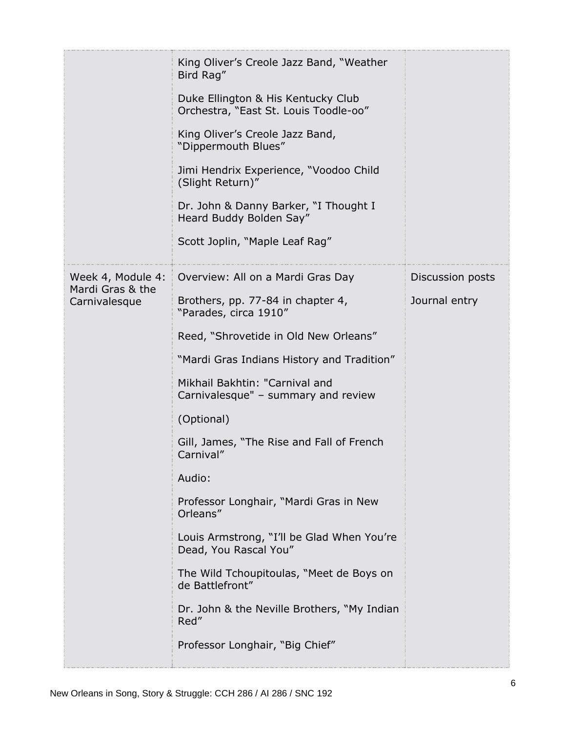| | | |
|---|---|---|
| | King Oliver's Creole Jazz Band, "Weather Bird Rag"<br><br>Duke Ellington & His Kentucky Club Orchestra, "East St. Louis Toodle-oo"<br><br>King Oliver's Creole Jazz Band, "Dippermouth Blues"<br><br>Jimi Hendrix Experience, "Voodoo Child (Slight Return)"<br><br>Dr. John & Danny Barker, "I Thought I Heard Buddy Bolden Say"<br><br>Scott Joplin, "Maple Leaf Rag" | |
| Week 4, Module 4: Mardi Gras & the Carnivalesque | Overview: All on a Mardi Gras Day<br><br>Brothers, pp. 77-84 in chapter 4, "Parades, circa 1910"<br><br>Reed, "Shrovetide in Old New Orleans"<br><br>"Mardi Gras Indians History and Tradition"<br><br>Mikhail Bakhtin: "Carnival and Carnivalesque" – summary and review<br><br>(Optional)<br><br>Gill, James, "The Rise and Fall of French Carnival"<br><br>Audio:<br><br>Professor Longhair, "Mardi Gras in New Orleans"<br><br>Louis Armstrong, "I'll be Glad When You're Dead, You Rascal You"<br><br>The Wild Tchoupitoulas, "Meet de Boys on de Battlefront"<br><br>Dr. John & the Neville Brothers, "My Indian Red"<br><br>Professor Longhair, "Big Chief" | Discussion posts<br><br>Journal entry |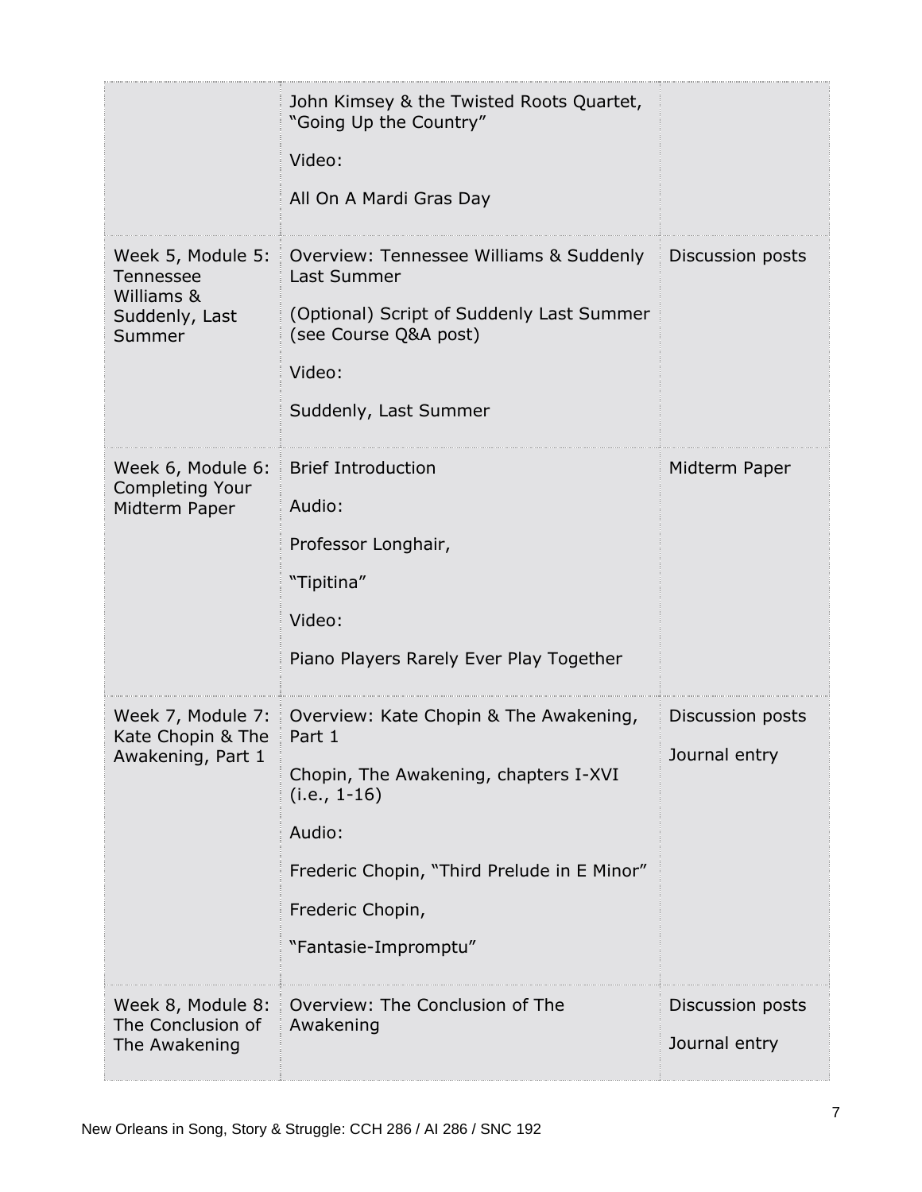| | | |
|---|---|---|
| | John Kimsey & the Twisted Roots Quartet, "Going Up the Country"<br><br>Video:<br><br>All On A Mardi Gras Day | |
| Week 5, Module 5: Tennessee Williams & Suddenly, Last Summer | Overview: Tennessee Williams & Suddenly Last Summer<br><br>(Optional) Script of Suddenly Last Summer (see Course Q&A post)<br><br>Video:<br><br>Suddenly, Last Summer | Discussion posts |
| Week 6, Module 6: Completing Your Midterm Paper | Brief Introduction<br><br>Audio:<br><br>Professor Longhair,<br><br>"Tipitina"<br><br>Video:<br><br>Piano Players Rarely Ever Play Together | Midterm Paper |
| Week 7, Module 7: Kate Chopin & The Awakening, Part 1 | Overview: Kate Chopin & The Awakening, Part 1<br><br>Chopin, The Awakening, chapters I-XVI (i.e., 1-16)<br><br>Audio:<br><br>Frederic Chopin, "Third Prelude in E Minor"<br><br>Frederic Chopin,<br><br>"Fantasie-Impromptu" | Discussion posts<br><br>Journal entry |
| Week 8, Module 8: The Conclusion of The Awakening | Overview: The Conclusion of The Awakening | Discussion posts<br><br>Journal entry |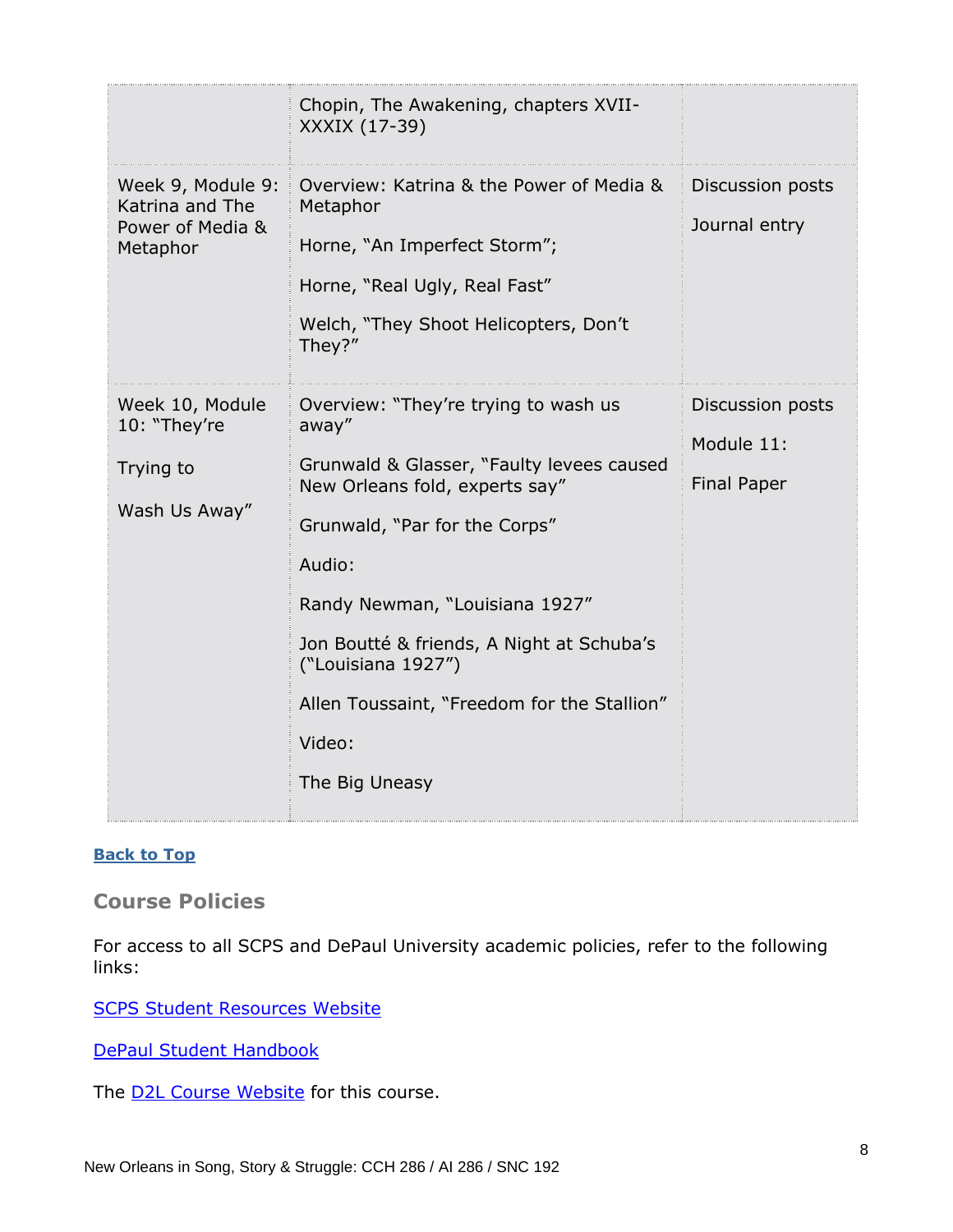| | | |
|---|---|---|
| | Chopin, The Awakening, chapters XVII-XXXIX (17-39) | |
| Week 9, Module 9: Katrina and The Power of Media & Metaphor | Overview: Katrina & the Power of Media & Metaphor<br><br>Horne, "An Imperfect Storm";<br><br>Horne, "Real Ugly, Real Fast"<br><br>Welch, "They Shoot Helicopters, Don't They?" | Discussion posts<br><br>Journal entry |
| Week 10, Module 10: "They're<br><br>Trying to<br><br>Wash Us Away" | Overview: "They're trying to wash us away"<br><br>Grunwald & Glasser, "Faulty levees caused New Orleans fold, experts say"<br><br>Grunwald, "Par for the Corps"<br><br>Audio:<br><br>Randy Newman, "Louisiana 1927"<br><br>Jon Boutté & friends, A Night at Schuba's ("Louisiana 1927")<br><br>Allen Toussaint, "Freedom for the Stallion"<br><br>Video:<br><br>The Big Uneasy | Discussion posts<br><br>Module 11:<br><br>Final Paper |

**Back to Top**

## Course Policies

For access to all SCPS and DePaul University academic policies, refer to the following links:

SCPS Student Resources Website

DePaul Student Handbook

The D2L Course Website for this course.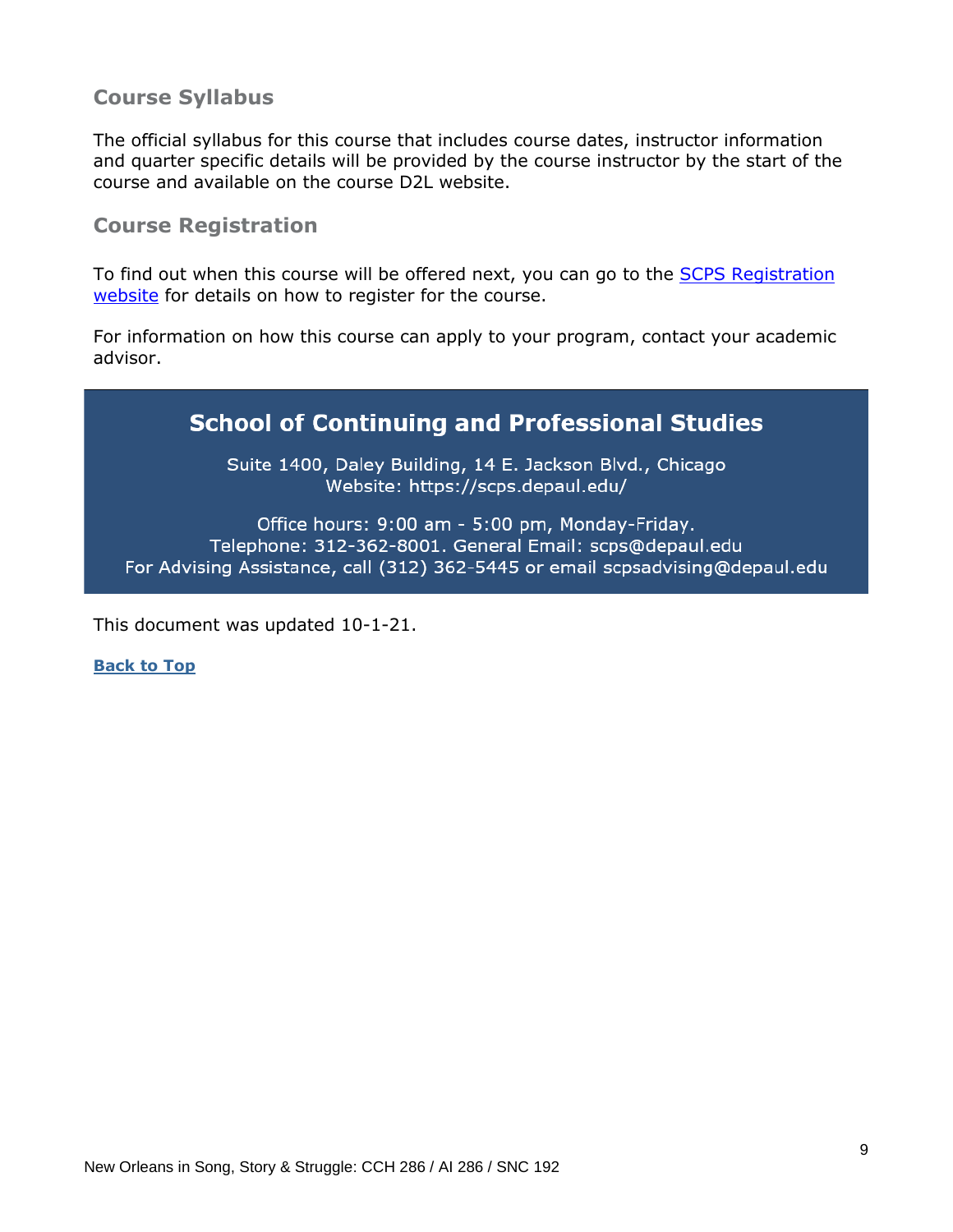## Course Syllabus

The official syllabus for this course that includes course dates, instructor information and quarter specific details will be provided by the course instructor by the start of the course and available on the course D2L website.

## Course Registration

To find out when this course will be offered next, you can go to the SCPS Registration website for details on how to register for the course.

For information on how this course can apply to your program, contact your academic advisor.

---

**School of Continuing and Professional Studies**

Suite 1400, Daley Building, 14 E. Jackson Blvd., Chicago
Website: https://scps.depaul.edu/

Office hours: 9:00 am - 5:00 pm, Monday-Friday.
Telephone: 312-362-8001. General Email: scps@depaul.edu
For Advising Assistance, call (312) 362-5445 or email scpsadvising@depaul.edu

---

This document was updated 10-1-21.

**Back to Top**